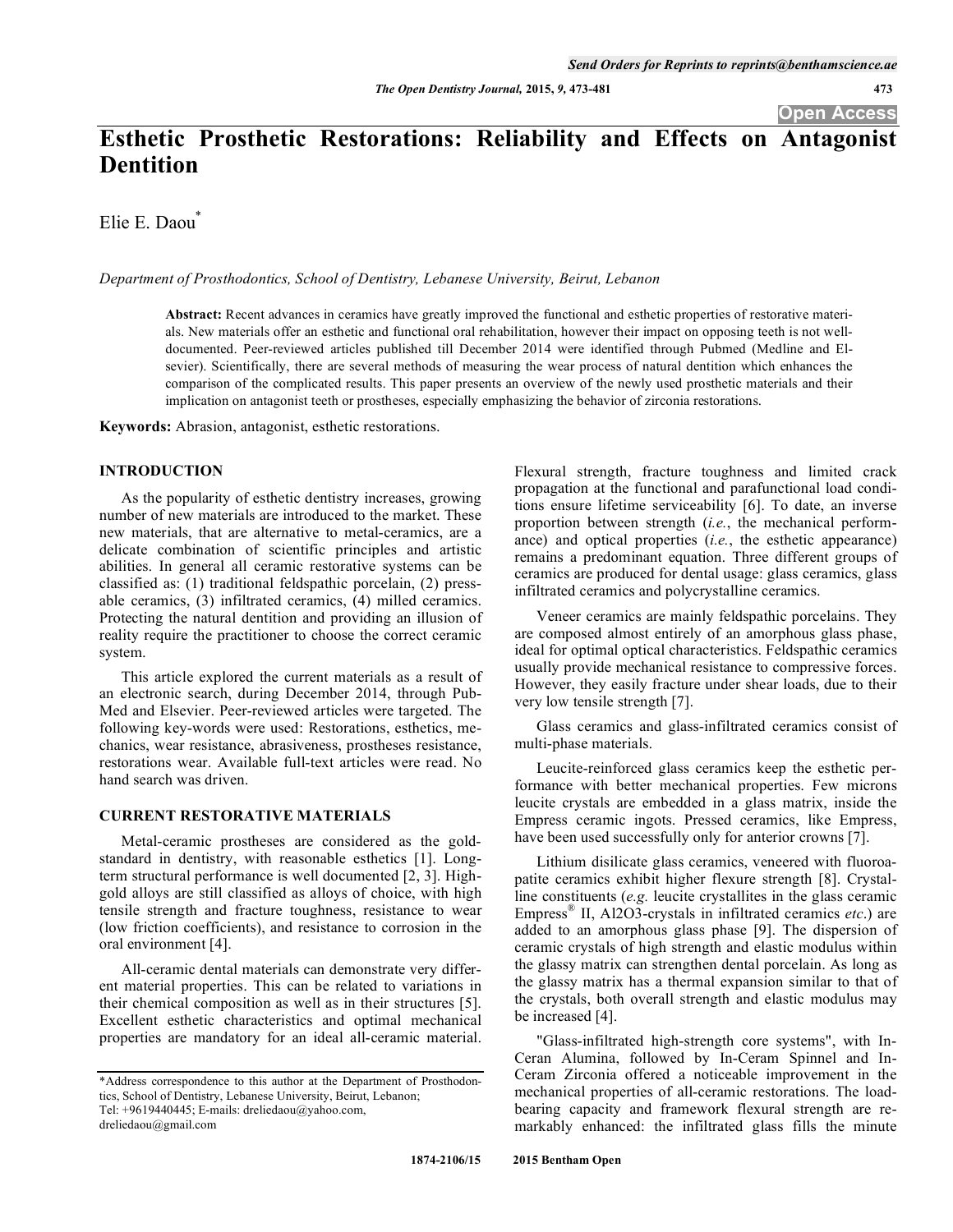# Esthetic Prosthetic Restorations: Reliability and Effects on Antagonist Dentition

Elie E. Daou*

*Department of Prosthodontics, School of Dentistry, Lebanese University, Beirut, Lebanon*

**Abstract:** Recent advances in ceramics have greatly improved the functional and esthetic properties of restorative materials. New materials offer an esthetic and functional oral rehabilitation, however their impact on opposing teeth is not well-documented. Peer-reviewed articles published till December 2014 were identified through Pubmed (Medline and Elsevier). Scientifically, there are several methods of measuring the wear process of natural dentition which enhances the comparison of the complicated results. This paper presents an overview of the newly used prosthetic materials and their implication on antagonist teeth or prostheses, especially emphasizing the behavior of zirconia restorations.

**Keywords:** Abrasion, antagonist, esthetic restorations.

## INTRODUCTION

As the popularity of esthetic dentistry increases, growing number of new materials are introduced to the market. These new materials, that are alternative to metal-ceramics, are a delicate combination of scientific principles and artistic abilities. In general all ceramic restorative systems can be classified as: (1) traditional feldspathic porcelain, (2) pressable ceramics, (3) infiltrated ceramics, (4) milled ceramics. Protecting the natural dentition and providing an illusion of reality require the practitioner to choose the correct ceramic system.

This article explored the current materials as a result of an electronic search, during December 2014, through PubMed and Elsevier. Peer-reviewed articles were targeted. The following key-words were used: Restorations, esthetics, mechanics, wear resistance, abrasiveness, prostheses resistance, restorations wear. Available full-text articles were read. No hand search was driven.

## CURRENT RESTORATIVE MATERIALS

Metal-ceramic prostheses are considered as the gold-standard in dentistry, with reasonable esthetics [1]. Long-term structural performance is well documented [2, 3]. High-gold alloys are still classified as alloys of choice, with high tensile strength and fracture toughness, resistance to wear (low friction coefficients), and resistance to corrosion in the oral environment [4].

All-ceramic dental materials can demonstrate very different material properties. This can be related to variations in their chemical composition as well as in their structures [5]. Excellent esthetic characteristics and optimal mechanical properties are mandatory for an ideal all-ceramic material. Flexural strength, fracture toughness and limited crack propagation at the functional and parafunctional load conditions ensure lifetime serviceability [6]. To date, an inverse proportion between strength (*i.e.*, the mechanical performance) and optical properties (*i.e.*, the esthetic appearance) remains a predominant equation. Three different groups of ceramics are produced for dental usage: glass ceramics, glass infiltrated ceramics and polycrystalline ceramics.

Veneer ceramics are mainly feldspathic porcelains. They are composed almost entirely of an amorphous glass phase, ideal for optimal optical characteristics. Feldspathic ceramics usually provide mechanical resistance to compressive forces. However, they easily fracture under shear loads, due to their very low tensile strength [7].

Glass ceramics and glass-infiltrated ceramics consist of multi-phase materials.

Leucite-reinforced glass ceramics keep the esthetic performance with better mechanical properties. Few microns leucite crystals are embedded in a glass matrix, inside the Empress ceramic ingots. Pressed ceramics, like Empress, have been used successfully only for anterior crowns [7].

Lithium disilicate glass ceramics, veneered with fluoroapatite ceramics exhibit higher flexure strength [8]. Crystalline constituents (*e.g.* leucite crystallites in the glass ceramic Empress® II, $Al_2O_3$-crystals in infiltrated ceramics *etc.*) are added to an amorphous glass phase [9]. The dispersion of ceramic crystals of high strength and elastic modulus within the glassy matrix can strengthen dental porcelain. As long as the glassy matrix has a thermal expansion similar to that of the crystals, both overall strength and elastic modulus may be increased [4].

"Glass-infiltrated high-strength core systems", with In-Ceram Alumina, followed by In-Ceram Spinnel and In-Ceram Zirconia offered a noticeable improvement in the mechanical properties of all-ceramic restorations. The load-bearing capacity and framework flexural strength are remarkably enhanced: the infiltrated glass fills the minute

*Address correspondence to this author at the Department of Prosthodontics, School of Dentistry, Lebanese University, Beirut, Lebanon; Tel: +9619440445; E-mails: dreliedaou@yahoo.com, dreliedaou@gmail.com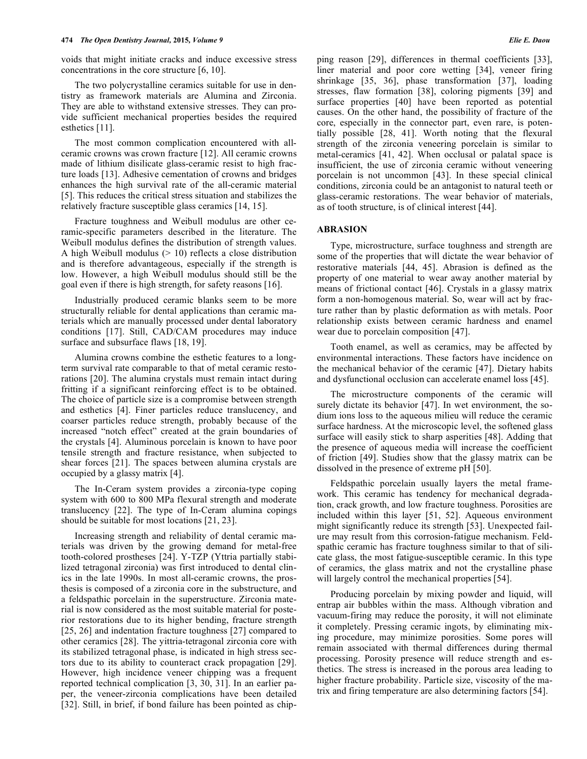voids that might initiate cracks and induce excessive stress concentrations in the core structure [6, 10].

The two polycrystalline ceramics suitable for use in dentistry as framework materials are Alumina and Zirconia. They are able to withstand extensive stresses. They can provide sufficient mechanical properties besides the required esthetics [11].

The most common complication encountered with all-ceramic crowns was crown fracture [12]. All ceramic crowns made of lithium disilicate glass-ceramic resist to high fracture loads [13]. Adhesive cementation of crowns and bridges enhances the high survival rate of the all-ceramic material [5]. This reduces the critical stress situation and stabilizes the relatively fracture susceptible glass ceramics [14, 15].

Fracture toughness and Weibull modulus are other ceramic-specific parameters described in the literature. The Weibull modulus defines the distribution of strength values. A high Weibull modulus (> 10) reflects a close distribution and is therefore advantageous, especially if the strength is low. However, a high Weibull modulus should still be the goal even if there is high strength, for safety reasons [16].

Industrially produced ceramic blanks seem to be more structurally reliable for dental applications than ceramic materials which are manually processed under dental laboratory conditions [17]. Still, CAD/CAM procedures may induce surface and subsurface flaws [18, 19].

Alumina crowns combine the esthetic features to a long-term survival rate comparable to that of metal ceramic restorations [20]. The alumina crystals must remain intact during fritting if a significant reinforcing effect is to be obtained. The choice of particle size is a compromise between strength and esthetics [4]. Finer particles reduce translucency, and coarser particles reduce strength, probably because of the increased "notch effect" created at the grain boundaries of the crystals [4]. Aluminous porcelain is known to have poor tensile strength and fracture resistance, when subjected to shear forces [21]. The spaces between alumina crystals are occupied by a glassy matrix [4].

The In-Ceram system provides a zirconia-type coping system with 600 to 800 MPa flexural strength and moderate translucency [22]. The type of In-Ceram alumina copings should be suitable for most locations [21, 23].

Increasing strength and reliability of dental ceramic materials was driven by the growing demand for metal-free tooth-colored prostheses [24]. Y-TZP (Yttria partially stabilized tetragonal zirconia) was first introduced to dental clinics in the late 1990s. In most all-ceramic crowns, the prosthesis is composed of a zirconia core in the substructure, and a feldspathic porcelain in the superstructure. Zirconia material is now considered as the most suitable material for posterior restorations due to its higher bending, fracture strength [25, 26] and indentation fracture toughness [27] compared to other ceramics [28]. The yittria-tetragonal zirconia core with its stabilized tetragonal phase, is indicated in high stress sectors due to its ability to counteract crack propagation [29]. However, high incidence veneer chipping was a frequent reported technical complication [3, 30, 31]. In an earlier paper, the veneer-zirconia complications have been detailed [32]. Still, in brief, if bond failure has been pointed as chipping reason [29], differences in thermal coefficients [33], liner material and poor core wetting [34], veneer firing shrinkage [35, 36], phase transformation [37], loading stresses, flaw formation [38], coloring pigments [39] and surface properties [40] have been reported as potential causes. On the other hand, the possibility of fracture of the core, especially in the connector part, even rare, is potentially possible [28, 41]. Worth noting that the flexural strength of the zirconia veneering porcelain is similar to metal-ceramics [41, 42]. When occlusal or palatal space is insufficient, the use of zirconia ceramic without veneering porcelain is not uncommon [43]. In these special clinical conditions, zirconia could be an antagonist to natural teeth or glass-ceramic restorations. The wear behavior of materials, as of tooth structure, is of clinical interest [44].

## ABRASION

Type, microstructure, surface toughness and strength are some of the properties that will dictate the wear behavior of restorative materials [44, 45]. Abrasion is defined as the property of one material to wear away another material by means of frictional contact [46]. Crystals in a glassy matrix form a non-homogenous material. So, wear will act by fracture rather than by plastic deformation as with metals. Poor relationship exists between ceramic hardness and enamel wear due to porcelain composition [47].

Tooth enamel, as well as ceramics, may be affected by environmental interactions. These factors have incidence on the mechanical behavior of the ceramic [47]. Dietary habits and dysfunctional occlusion can accelerate enamel loss [45].

The microstructure components of the ceramic will surely dictate its behavior [47]. In wet environment, the sodium ions loss to the aqueous milieu will reduce the ceramic surface hardness. At the microscopic level, the softened glass surface will easily stick to sharp asperities [48]. Adding that the presence of aqueous media will increase the coefficient of friction [49]. Studies show that the glassy matrix can be dissolved in the presence of extreme pH [50].

Feldspathic porcelain usually layers the metal framework. This ceramic has tendency for mechanical degradation, crack growth, and low fracture toughness. Porosities are included within this layer [51, 52]. Aqueous environment might significantly reduce its strength [53]. Unexpected failure may result from this corrosion-fatigue mechanism. Feldspathic ceramic has fracture toughness similar to that of silicate glass, the most fatigue-susceptible ceramic. In this type of ceramics, the glass matrix and not the crystalline phase will largely control the mechanical properties [54].

Producing porcelain by mixing powder and liquid, will entrap air bubbles within the mass. Although vibration and vacuum-firing may reduce the porosity, it will not eliminate it completely. Pressing ceramic ingots, by eliminating mixing procedure, may minimize porosities. Some pores will remain associated with thermal differences during thermal processing. Porosity presence will reduce strength and esthetics. The stress is increased in the porous area leading to higher fracture probability. Particle size, viscosity of the matrix and firing temperature are also determining factors [54].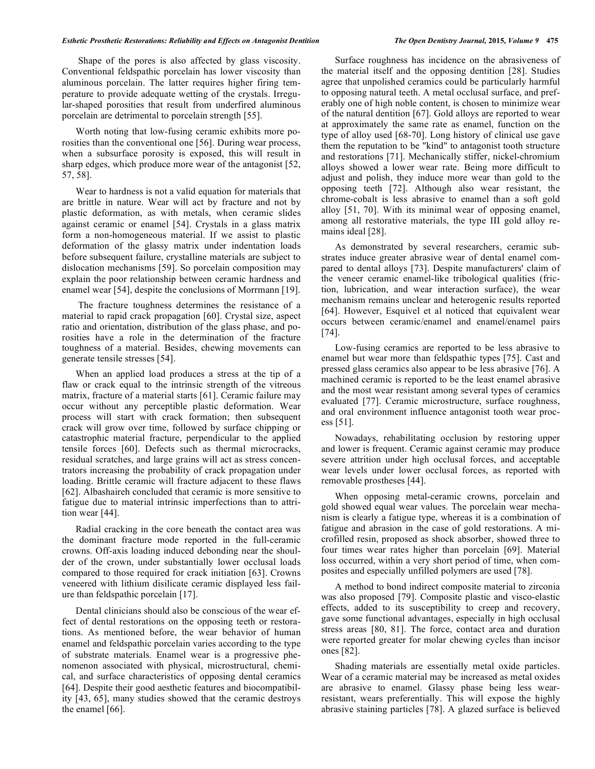Shape of the pores is also affected by glass viscosity. Conventional feldspathic porcelain has lower viscosity than aluminous porcelain. The latter requires higher firing temperature to provide adequate wetting of the crystals. Irregular-shaped porosities that result from underfired aluminous porcelain are detrimental to porcelain strength [55].

Worth noting that low-fusing ceramic exhibits more porosities than the conventional one [56]. During wear process, when a subsurface porosity is exposed, this will result in sharp edges, which produce more wear of the antagonist [52, 57, 58].

Wear to hardness is not a valid equation for materials that are brittle in nature. Wear will act by fracture and not by plastic deformation, as with metals, when ceramic slides against ceramic or enamel [54]. Crystals in a glass matrix form a non-homogeneous material. If we assist to plastic deformation of the glassy matrix under indentation loads before subsequent failure, crystalline materials are subject to dislocation mechanisms [59]. So porcelain composition may explain the poor relationship between ceramic hardness and enamel wear [54], despite the conclusions of Morrmann [19].

The fracture toughness determines the resistance of a material to rapid crack propagation [60]. Crystal size, aspect ratio and orientation, distribution of the glass phase, and porosities have a role in the determination of the fracture toughness of a material. Besides, chewing movements can generate tensile stresses [54].

When an applied load produces a stress at the tip of a flaw or crack equal to the intrinsic strength of the vitreous matrix, fracture of a material starts [61]. Ceramic failure may occur without any perceptible plastic deformation. Wear process will start with crack formation; then subsequent crack will grow over time, followed by surface chipping or catastrophic material fracture, perpendicular to the applied tensile forces [60]. Defects such as thermal microcracks, residual scratches, and large grains will act as stress concentrators increasing the probability of crack propagation under loading. Brittle ceramic will fracture adjacent to these flaws [62]. Albashaireh concluded that ceramic is more sensitive to fatigue due to material intrinsic imperfections than to attrition wear [44].

Radial cracking in the core beneath the contact area was the dominant fracture mode reported in the full-ceramic crowns. Off-axis loading induced debonding near the shoulder of the crown, under substantially lower occlusal loads compared to those required for crack initiation [63]. Crowns veneered with lithium disilicate ceramic displayed less failure than feldspathic porcelain [17].

Dental clinicians should also be conscious of the wear effect of dental restorations on the opposing teeth or restorations. As mentioned before, the wear behavior of human enamel and feldspathic porcelain varies according to the type of substrate materials. Enamel wear is a progressive phenomenon associated with physical, microstructural, chemical, and surface characteristics of opposing dental ceramics [64]. Despite their good aesthetic features and biocompatibility [43, 65], many studies showed that the ceramic destroys the enamel [66].

Surface roughness has incidence on the abrasiveness of the material itself and the opposing dentition [28]. Studies agree that unpolished ceramics could be particularly harmful to opposing natural teeth. A metal occlusal surface, and preferably one of high noble content, is chosen to minimize wear of the natural dentition [67]. Gold alloys are reported to wear at approximately the same rate as enamel, function on the type of alloy used [68-70]. Long history of clinical use gave them the reputation to be "kind" to antagonist tooth structure and restorations [71]. Mechanically stiffer, nickel-chromium alloys showed a lower wear rate. Being more difficult to adjust and polish, they induce more wear than gold to the opposing teeth [72]. Although also wear resistant, the chrome-cobalt is less abrasive to enamel than a soft gold alloy [51, 70]. With its minimal wear of opposing enamel, among all restorative materials, the type III gold alloy remains ideal [28].

As demonstrated by several researchers, ceramic substrates induce greater abrasive wear of dental enamel compared to dental alloys [73]. Despite manufacturers' claim of the veneer ceramic enamel-like tribological qualities (friction, lubrication, and wear interaction surface), the wear mechanism remains unclear and heterogenic results reported [64]. However, Esquivel et al noticed that equivalent wear occurs between ceramic/enamel and enamel/enamel pairs [74].

Low-fusing ceramics are reported to be less abrasive to enamel but wear more than feldspathic types [75]. Cast and pressed glass ceramics also appear to be less abrasive [76]. A machined ceramic is reported to be the least enamel abrasive and the most wear resistant among several types of ceramics evaluated [77]. Ceramic microstructure, surface roughness, and oral environment influence antagonist tooth wear process [51].

Nowadays, rehabilitating occlusion by restoring upper and lower is frequent. Ceramic against ceramic may produce severe attrition under high occlusal forces, and acceptable wear levels under lower occlusal forces, as reported with removable prostheses [44].

When opposing metal-ceramic crowns, porcelain and gold showed equal wear values. The porcelain wear mechanism is clearly a fatigue type, whereas it is a combination of fatigue and abrasion in the case of gold restorations. A microfilled resin, proposed as shock absorber, showed three to four times wear rates higher than porcelain [69]. Material loss occurred, within a very short period of time, when composites and especially unfilled polymers are used [78].

A method to bond indirect composite material to zirconia was also proposed [79]. Composite plastic and visco-elastic effects, added to its susceptibility to creep and recovery, gave some functional advantages, especially in high occlusal stress areas [80, 81]. The force, contact area and duration were reported greater for molar chewing cycles than incisor ones [82].

Shading materials are essentially metal oxide particles. Wear of a ceramic material may be increased as metal oxides are abrasive to enamel. Glassy phase being less wear-resistant, wears preferentially. This will expose the highly abrasive staining particles [78]. A glazed surface is believed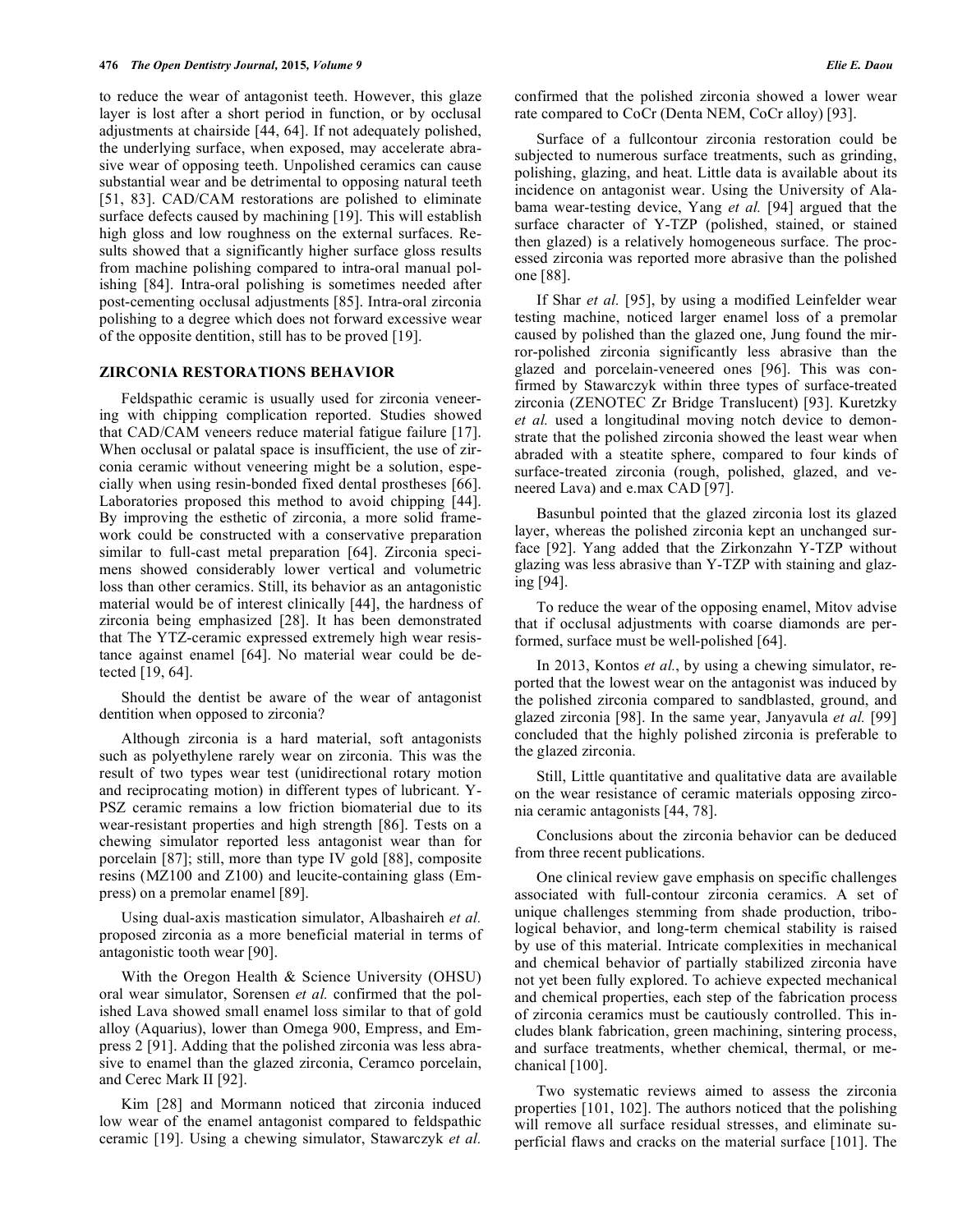to reduce the wear of antagonist teeth. However, this glaze layer is lost after a short period in function, or by occlusal adjustments at chairside [44, 64]. If not adequately polished, the underlying surface, when exposed, may accelerate abrasive wear of opposing teeth. Unpolished ceramics can cause substantial wear and be detrimental to opposing natural teeth [51, 83]. CAD/CAM restorations are polished to eliminate surface defects caused by machining [19]. This will establish high gloss and low roughness on the external surfaces. Results showed that a significantly higher surface gloss results from machine polishing compared to intra-oral manual polishing [84]. Intra-oral polishing is sometimes needed after post-cementing occlusal adjustments [85]. Intra-oral zirconia polishing to a degree which does not forward excessive wear of the opposite dentition, still has to be proved [19].

## ZIRCONIA RESTORATIONS BEHAVIOR

Feldspathic ceramic is usually used for zirconia veneering with chipping complication reported. Studies showed that CAD/CAM veneers reduce material fatigue failure [17]. When occlusal or palatal space is insufficient, the use of zirconia ceramic without veneering might be a solution, especially when using resin-bonded fixed dental prostheses [66]. Laboratories proposed this method to avoid chipping [44]. By improving the esthetic of zirconia, a more solid framework could be constructed with a conservative preparation similar to full-cast metal preparation [64]. Zirconia specimens showed considerably lower vertical and volumetric loss than other ceramics. Still, its behavior as an antagonistic material would be of interest clinically [44], the hardness of zirconia being emphasized [28]. It has been demonstrated that The YTZ-ceramic expressed extremely high wear resistance against enamel [64]. No material wear could be detected [19, 64].

Should the dentist be aware of the wear of antagonist dentition when opposed to zirconia?

Although zirconia is a hard material, soft antagonists such as polyethylene rarely wear on zirconia. This was the result of two types wear test (unidirectional rotary motion and reciprocating motion) in different types of lubricant. Y-PSZ ceramic remains a low friction biomaterial due to its wear-resistant properties and high strength [86]. Tests on a chewing simulator reported less antagonist wear than for porcelain [87]; still, more than type IV gold [88], composite resins (MZ100 and Z100) and leucite-containing glass (Empress) on a premolar enamel [89].

Using dual-axis mastication simulator, Albashaireh *et al.* proposed zirconia as a more beneficial material in terms of antagonistic tooth wear [90].

With the Oregon Health & Science University (OHSU) oral wear simulator, Sorensen *et al.* confirmed that the polished Lava showed small enamel loss similar to that of gold alloy (Aquarius), lower than Omega 900, Empress, and Empress 2 [91]. Adding that the polished zirconia was less abrasive to enamel than the glazed zirconia, Ceramco porcelain, and Cerec Mark II [92].

Kim [28] and Mormann noticed that zirconia induced low wear of the enamel antagonist compared to feldspathic ceramic [19]. Using a chewing simulator, Stawarczyk *et al.* confirmed that the polished zirconia showed a lower wear rate compared to CoCr (Denta NEM, CoCr alloy) [93].

Surface of a fullcontour zirconia restoration could be subjected to numerous surface treatments, such as grinding, polishing, glazing, and heat. Little data is available about its incidence on antagonist wear. Using the University of Alabama wear-testing device, Yang *et al.* [94] argued that the surface character of Y-TZP (polished, stained, or stained then glazed) is a relatively homogeneous surface. The processed zirconia was reported more abrasive than the polished one [88].

If Shar *et al.* [95], by using a modified Leinfelder wear testing machine, noticed larger enamel loss of a premolar caused by polished than the glazed one, Jung found the mirror-polished zirconia significantly less abrasive than the glazed and porcelain-veneered ones [96]. This was confirmed by Stawarczyk within three types of surface-treated zirconia (ZENOTEC Zr Bridge Translucent) [93]. Kuretzky *et al.* used a longitudinal moving notch device to demonstrate that the polished zirconia showed the least wear when abraded with a steatite sphere, compared to four kinds of surface-treated zirconia (rough, polished, glazed, and veneered Lava) and e.max CAD [97].

Basunbul pointed that the glazed zirconia lost its glazed layer, whereas the polished zirconia kept an unchanged surface [92]. Yang added that the Zirkonzahn Y-TZP without glazing was less abrasive than Y-TZP with staining and glazing [94].

To reduce the wear of the opposing enamel, Mitov advise that if occlusal adjustments with coarse diamonds are performed, surface must be well-polished [64].

In 2013, Kontos *et al.*, by using a chewing simulator, reported that the lowest wear on the antagonist was induced by the polished zirconia compared to sandblasted, ground, and glazed zirconia [98]. In the same year, Janyavula *et al.* [99] concluded that the highly polished zirconia is preferable to the glazed zirconia.

Still, Little quantitative and qualitative data are available on the wear resistance of ceramic materials opposing zirconia ceramic antagonists [44, 78].

Conclusions about the zirconia behavior can be deduced from three recent publications.

One clinical review gave emphasis on specific challenges associated with full-contour zirconia ceramics. A set of unique challenges stemming from shade production, tribological behavior, and long-term chemical stability is raised by use of this material. Intricate complexities in mechanical and chemical behavior of partially stabilized zirconia have not yet been fully explored. To achieve expected mechanical and chemical properties, each step of the fabrication process of zirconia ceramics must be cautiously controlled. This includes blank fabrication, green machining, sintering process, and surface treatments, whether chemical, thermal, or mechanical [100].

Two systematic reviews aimed to assess the zirconia properties [101, 102]. The authors noticed that the polishing will remove all surface residual stresses, and eliminate superficial flaws and cracks on the material surface [101]. The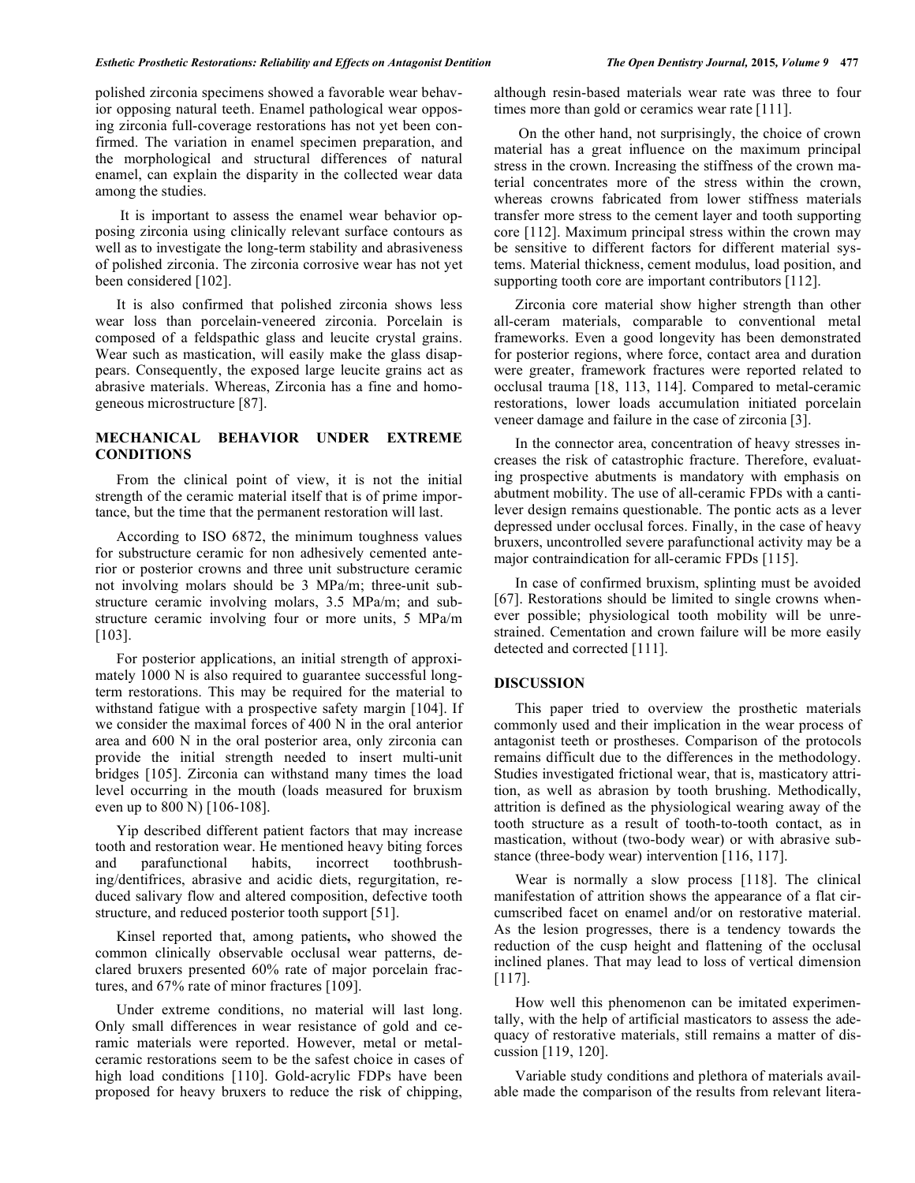polished zirconia specimens showed a favorable wear behavior opposing natural teeth. Enamel pathological wear opposing zirconia full-coverage restorations has not yet been confirmed. The variation in enamel specimen preparation, and the morphological and structural differences of natural enamel, can explain the disparity in the collected wear data among the studies.

It is important to assess the enamel wear behavior opposing zirconia using clinically relevant surface contours as well as to investigate the long-term stability and abrasiveness of polished zirconia. The zirconia corrosive wear has not yet been considered [102].

It is also confirmed that polished zirconia shows less wear loss than porcelain-veneered zirconia. Porcelain is composed of a feldspathic glass and leucite crystal grains. Wear such as mastication, will easily make the glass disappears. Consequently, the exposed large leucite grains act as abrasive materials. Whereas, Zirconia has a fine and homogeneous microstructure [87].

## MECHANICAL BEHAVIOR UNDER EXTREME CONDITIONS

From the clinical point of view, it is not the initial strength of the ceramic material itself that is of prime importance, but the time that the permanent restoration will last.

According to ISO 6872, the minimum toughness values for substructure ceramic for non adhesively cemented anterior or posterior crowns and three unit substructure ceramic not involving molars should be 3 MPa/m; three-unit substructure ceramic involving molars, 3.5 MPa/m; and substructure ceramic involving four or more units, 5 MPa/m [103].

For posterior applications, an initial strength of approximately 1000 N is also required to guarantee successful long-term restorations. This may be required for the material to withstand fatigue with a prospective safety margin [104]. If we consider the maximal forces of 400 N in the oral anterior area and 600 N in the oral posterior area, only zirconia can provide the initial strength needed to insert multi-unit bridges [105]. Zirconia can withstand many times the load level occurring in the mouth (loads measured for bruxism even up to 800 N) [106-108].

Yip described different patient factors that may increase tooth and restoration wear. He mentioned heavy biting forces and parafunctional habits, incorrect toothbrushing/dentifrices, abrasive and acidic diets, regurgitation, reduced salivary flow and altered composition, defective tooth structure, and reduced posterior tooth support [51].

Kinsel reported that, among patients**,** who showed the common clinically observable occlusal wear patterns, declared bruxers presented 60% rate of major porcelain fractures, and 67% rate of minor fractures [109].

Under extreme conditions, no material will last long. Only small differences in wear resistance of gold and ceramic materials were reported. However, metal or metal-ceramic restorations seem to be the safest choice in cases of high load conditions [110]. Gold-acrylic FDPs have been proposed for heavy bruxers to reduce the risk of chipping, although resin-based materials wear rate was three to four times more than gold or ceramics wear rate [111].

On the other hand, not surprisingly, the choice of crown material has a great influence on the maximum principal stress in the crown. Increasing the stiffness of the crown material concentrates more of the stress within the crown, whereas crowns fabricated from lower stiffness materials transfer more stress to the cement layer and tooth supporting core [112]. Maximum principal stress within the crown may be sensitive to different factors for different material systems. Material thickness, cement modulus, load position, and supporting tooth core are important contributors [112].

Zirconia core material show higher strength than other all-ceram materials, comparable to conventional metal frameworks. Even a good longevity has been demonstrated for posterior regions, where force, contact area and duration were greater, framework fractures were reported related to occlusal trauma [18, 113, 114]. Compared to metal-ceramic restorations, lower loads accumulation initiated porcelain veneer damage and failure in the case of zirconia [3].

In the connector area, concentration of heavy stresses increases the risk of catastrophic fracture. Therefore, evaluating prospective abutments is mandatory with emphasis on abutment mobility. The use of all-ceramic FPDs with a cantilever design remains questionable. The pontic acts as a lever depressed under occlusal forces. Finally, in the case of heavy bruxers, uncontrolled severe parafunctional activity may be a major contraindication for all-ceramic FPDs [115].

In case of confirmed bruxism, splinting must be avoided [67]. Restorations should be limited to single crowns whenever possible; physiological tooth mobility will be unrestrained. Cementation and crown failure will be more easily detected and corrected [111].

## DISCUSSION

This paper tried to overview the prosthetic materials commonly used and their implication in the wear process of antagonist teeth or prostheses. Comparison of the protocols remains difficult due to the differences in the methodology. Studies investigated frictional wear, that is, masticatory attrition, as well as abrasion by tooth brushing. Methodically, attrition is defined as the physiological wearing away of the tooth structure as a result of tooth-to-tooth contact, as in mastication, without (two-body wear) or with abrasive substance (three-body wear) intervention [116, 117].

Wear is normally a slow process [118]. The clinical manifestation of attrition shows the appearance of a flat circumscribed facet on enamel and/or on restorative material. As the lesion progresses, there is a tendency towards the reduction of the cusp height and flattening of the occlusal inclined planes. That may lead to loss of vertical dimension [117].

How well this phenomenon can be imitated experimentally, with the help of artificial masticators to assess the adequacy of restorative materials, still remains a matter of discussion [119, 120].

Variable study conditions and plethora of materials available made the comparison of the results from relevant litera-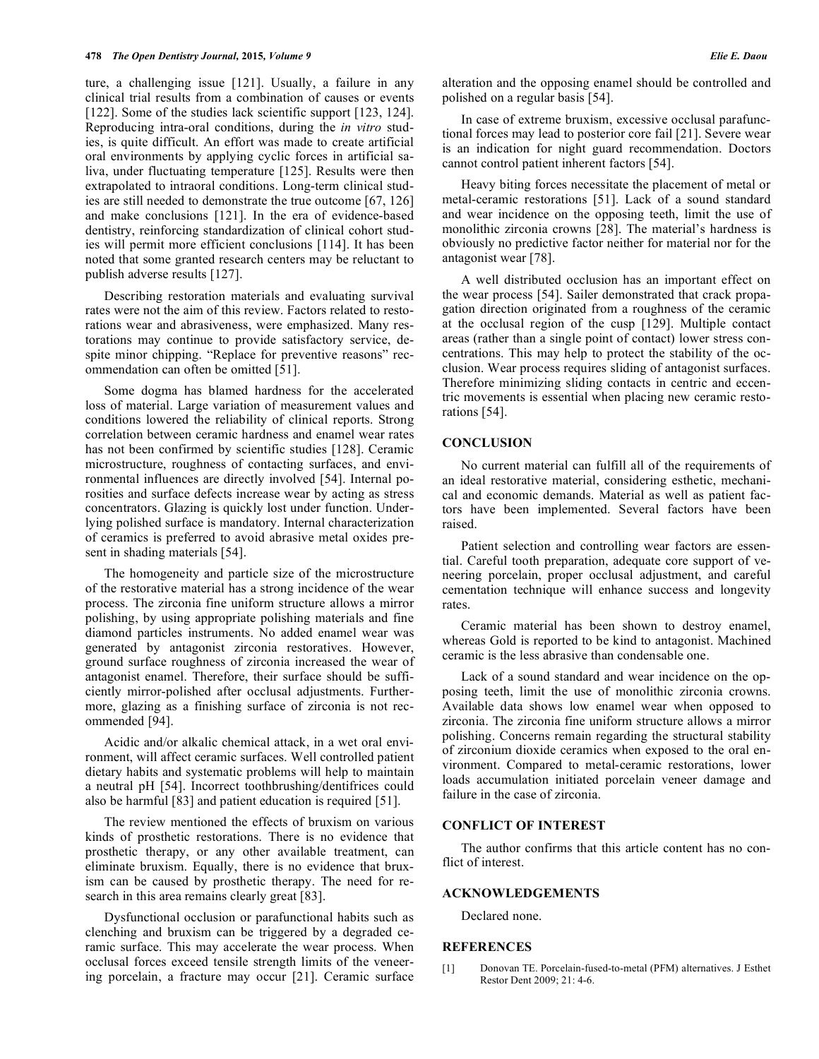ture, a challenging issue [121]. Usually, a failure in any clinical trial results from a combination of causes or events [122]. Some of the studies lack scientific support [123, 124]. Reproducing intra-oral conditions, during the *in vitro* studies, is quite difficult. An effort was made to create artificial oral environments by applying cyclic forces in artificial saliva, under fluctuating temperature [125]. Results were then extrapolated to intraoral conditions. Long-term clinical studies are still needed to demonstrate the true outcome [67, 126] and make conclusions [121]. In the era of evidence-based dentistry, reinforcing standardization of clinical cohort studies will permit more efficient conclusions [114]. It has been noted that some granted research centers may be reluctant to publish adverse results [127].

Describing restoration materials and evaluating survival rates were not the aim of this review. Factors related to restorations wear and abrasiveness, were emphasized. Many restorations may continue to provide satisfactory service, despite minor chipping. "Replace for preventive reasons" recommendation can often be omitted [51].

Some dogma has blamed hardness for the accelerated loss of material. Large variation of measurement values and conditions lowered the reliability of clinical reports. Strong correlation between ceramic hardness and enamel wear rates has not been confirmed by scientific studies [128]. Ceramic microstructure, roughness of contacting surfaces, and environmental influences are directly involved [54]. Internal porosities and surface defects increase wear by acting as stress concentrators. Glazing is quickly lost under function. Underlying polished surface is mandatory. Internal characterization of ceramics is preferred to avoid abrasive metal oxides present in shading materials [54].

The homogeneity and particle size of the microstructure of the restorative material has a strong incidence of the wear process. The zirconia fine uniform structure allows a mirror polishing, by using appropriate polishing materials and fine diamond particles instruments. No added enamel wear was generated by antagonist zirconia restoratives. However, ground surface roughness of zirconia increased the wear of antagonist enamel. Therefore, their surface should be sufficiently mirror-polished after occlusal adjustments. Furthermore, glazing as a finishing surface of zirconia is not recommended [94].

Acidic and/or alkalic chemical attack, in a wet oral environment, will affect ceramic surfaces. Well controlled patient dietary habits and systematic problems will help to maintain a neutral pH [54]. Incorrect toothbrushing/dentifrices could also be harmful [83] and patient education is required [51].

The review mentioned the effects of bruxism on various kinds of prosthetic restorations. There is no evidence that prosthetic therapy, or any other available treatment, can eliminate bruxism. Equally, there is no evidence that bruxism can be caused by prosthetic therapy. The need for research in this area remains clearly great [83].

Dysfunctional occlusion or parafunctional habits such as clenching and bruxism can be triggered by a degraded ceramic surface. This may accelerate the wear process. When occlusal forces exceed tensile strength limits of the veneering porcelain, a fracture may occur [21]. Ceramic surface alteration and the opposing enamel should be controlled and polished on a regular basis [54].

In case of extreme bruxism, excessive occlusal parafunctional forces may lead to posterior core fail [21]. Severe wear is an indication for night guard recommendation. Doctors cannot control patient inherent factors [54].

Heavy biting forces necessitate the placement of metal or metal-ceramic restorations [51]. Lack of a sound standard and wear incidence on the opposing teeth, limit the use of monolithic zirconia crowns [28]. The material's hardness is obviously no predictive factor neither for material nor for the antagonist wear [78].

A well distributed occlusion has an important effect on the wear process [54]. Sailer demonstrated that crack propagation direction originated from a roughness of the ceramic at the occlusal region of the cusp [129]. Multiple contact areas (rather than a single point of contact) lower stress concentrations. This may help to protect the stability of the occlusion. Wear process requires sliding of antagonist surfaces. Therefore minimizing sliding contacts in centric and eccentric movements is essential when placing new ceramic restorations [54].

## CONCLUSION

No current material can fulfill all of the requirements of an ideal restorative material, considering esthetic, mechanical and economic demands. Material as well as patient factors have been implemented. Several factors have been raised.

Patient selection and controlling wear factors are essential. Careful tooth preparation, adequate core support of veneering porcelain, proper occlusal adjustment, and careful cementation technique will enhance success and longevity rates.

Ceramic material has been shown to destroy enamel, whereas Gold is reported to be kind to antagonist. Machined ceramic is the less abrasive than condensable one.

Lack of a sound standard and wear incidence on the opposing teeth, limit the use of monolithic zirconia crowns. Available data shows low enamel wear when opposed to zirconia. The zirconia fine uniform structure allows a mirror polishing. Concerns remain regarding the structural stability of zirconium dioxide ceramics when exposed to the oral environment. Compared to metal-ceramic restorations, lower loads accumulation initiated porcelain veneer damage and failure in the case of zirconia.

## CONFLICT OF INTEREST

The author confirms that this article content has no conflict of interest.

## ACKNOWLEDGEMENTS

Declared none.

## REFERENCES

[1] Donovan TE. Porcelain-fused-to-metal (PFM) alternatives. J Esthet Restor Dent 2009; 21: 4-6.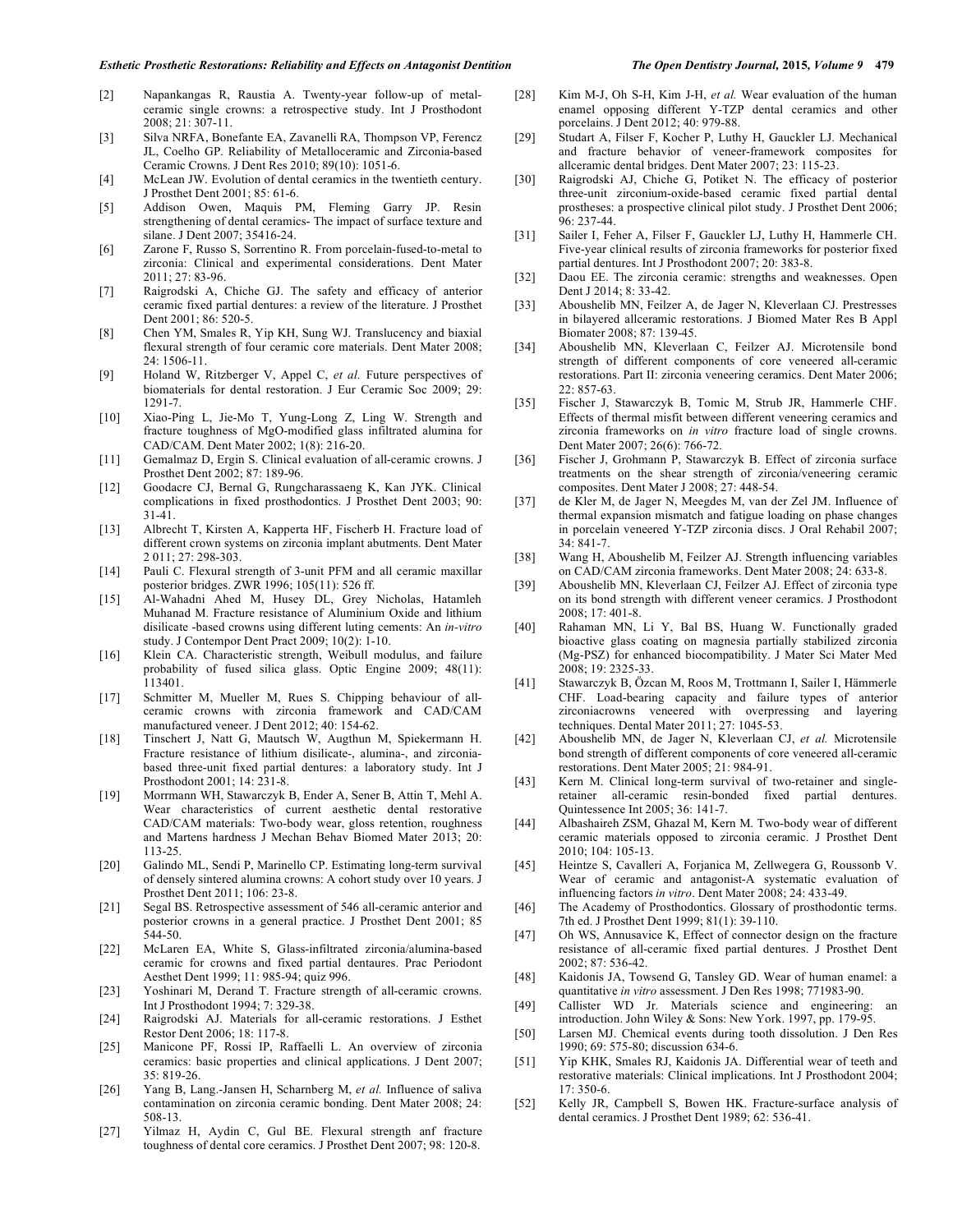[2] Napankangas R, Raustia A. Twenty-year follow-up of metal-ceramic single crowns: a retrospective study. Int J Prosthodont 2008; 21: 307-11.

[3] Silva NRFA, Bonefante EA, Zavanelli RA, Thompson VP, Ferencz JL, Coelho GP. Reliability of Metalloceramic and Zirconia-based Ceramic Crowns. J Dent Res 2010; 89(10): 1051-6.

[4] McLean JW. Evolution of dental ceramics in the twentieth century. J Prosthet Dent 2001; 85: 61-6.

[5] Addison Owen, Maquis PM, Fleming Garry JP. Resin strengthening of dental ceramics- The impact of surface texture and silane. J Dent 2007; 35416-24.

[6] Zarone F, Russo S, Sorrentino R. From porcelain-fused-to-metal to zirconia: Clinical and experimental considerations. Dent Mater 2011; 27: 83-96.

[7] Raigrodski A, Chiche GJ. The safety and efficacy of anterior ceramic fixed partial dentures: a review of the literature. J Prosthet Dent 2001; 86: 520-5.

[8] Chen YM, Smales R, Yip KH, Sung WJ. Translucency and biaxial flexural strength of four ceramic core materials. Dent Mater 2008; 24: 1506-11.

[9] Holand W, Ritzberger V, Appel C, *et al.* Future perspectives of biomaterials for dental restoration. J Eur Ceramic Soc 2009; 29: 1291-7.

[10] Xiao-Ping L, Jie-Mo T, Yung-Long Z, Ling W. Strength and fracture toughness of MgO-modified glass infiltrated alumina for CAD/CAM. Dent Mater 2002; 1(8): 216-20.

[11] Gemalmaz D, Ergin S. Clinical evaluation of all-ceramic crowns. J Prosthet Dent 2002; 87: 189-96.

[12] Goodacre CJ, Bernal G, Rungcharassaeng K, Kan JYK. Clinical complications in fixed prosthodontics. J Prosthet Dent 2003; 90: 31-41.

[13] Albrecht T, Kirsten A, Kapperta HF, Fischerb H. Fracture load of different crown systems on zirconia implant abutments. Dent Mater 2 011; 27: 298-303.

[14] Pauli C. Flexural strength of 3-unit PFM and all ceramic maxillar posterior bridges. ZWR 1996; 105(11): 526 ff.

[15] Al-Wahadni Ahed M, Husey DL, Grey Nicholas, Hatamleh Muhanad M. Fracture resistance of Aluminium Oxide and lithium disilicate -based crowns using different luting cements: An *in-vitro* study. J Contempor Dent Pract 2009; 10(2): 1-10.

[16] Klein CA. Characteristic strength, Weibull modulus, and failure probability of fused silica glass. Optic Engine 2009; 48(11): 113401.

[17] Schmitter M, Mueller M, Rues S. Chipping behaviour of all-ceramic crowns with zirconia framework and CAD/CAM manufactured veneer. J Dent 2012; 40: 154-62.

[18] Tinschert J, Natt G, Mautsch W, Augthun M, Spiekermann H. Fracture resistance of lithium disilicate-, alumina-, and zirconia-based three-unit fixed partial dentures: a laboratory study. Int J Prosthodont 2001; 14: 231-8.

[19] Morrmann WH, Stawarczyk B, Ender A, Sener B, Attin T, Mehl A. Wear characteristics of current aesthetic dental restorative CAD/CAM materials: Two-body wear, gloss retention, roughness and Martens hardness J Mechan Behav Biomed Mater 2013; 20: 113-25.

[20] Galindo ML, Sendi P, Marinello CP. Estimating long-term survival of densely sintered alumina crowns: A cohort study over 10 years. J Prosthet Dent 2011; 106: 23-8.

[21] Segal BS. Retrospective assessment of 546 all-ceramic anterior and posterior crowns in a general practice. J Prosthet Dent 2001; 85 544-50.

[22] McLaren EA, White S, Glass-infiltrated zirconia/alumina-based ceramic for crowns and fixed partial dentaures. Prac Periodont Aesthet Dent 1999; 11: 985-94; quiz 996.

[23] Yoshinari M, Derand T. Fracture strength of all-ceramic crowns. Int J Prosthodont 1994; 7: 329-38.

[24] Raigrodski AJ. Materials for all-ceramic restorations. J Esthet Restor Dent 2006; 18: 117-8.

[25] Manicone PF, Rossi IP, Raffaelli L. An overview of zirconia ceramics: basic properties and clinical applications. J Dent 2007; 35: 819-26.

[26] Yang B, Lang.-Jansen H, Scharnberg M, *et al.* Influence of saliva contamination on zirconia ceramic bonding. Dent Mater 2008; 24: 508-13.

[27] Yilmaz H, Aydin C, Gul BE. Flexural strength anf fracture toughness of dental core ceramics. J Prosthet Dent 2007; 98: 120-8.

[28] Kim M-J, Oh S-H, Kim J-H, *et al.* Wear evaluation of the human enamel opposing different Y-TZP dental ceramics and other porcelains. J Dent 2012; 40: 979-88.

[29] Studart A, Filser F, Kocher P, Luthy H, Gauckler LJ. Mechanical and fracture behavior of veneer-framework composites for allceramic dental bridges. Dent Mater 2007; 23: 115-23.

[30] Raigrodski AJ, Chiche G, Potiket N. The efficacy of posterior three-unit zirconium-oxide-based ceramic fixed partial dental prostheses: a prospective clinical pilot study. J Prosthet Dent 2006; 96: 237-44.

[31] Sailer I, Feher A, Filser F, Gauckler LJ, Luthy H, Hammerle CH. Five-year clinical results of zirconia frameworks for posterior fixed partial dentures. Int J Prosthodont 2007; 20: 383-8.

[32] Daou EE. The zirconia ceramic: strengths and weaknesses. Open Dent J 2014; 8: 33-42.

[33] Aboushelib MN, Feilzer A, de Jager N, Kleverlaan CJ. Prestresses in bilayered allceramic restorations. J Biomed Mater Res B Appl Biomater 2008; 87: 139-45.

[34] Aboushelib MN, Kleverlaan C, Feilzer AJ. Microtensile bond strength of different components of core veneered all-ceramic restorations. Part II: zirconia veneering ceramics. Dent Mater 2006; 22: 857-63.

[35] Fischer J, Stawarczyk B, Tomic M, Strub JR, Hammerle CHF. Effects of thermal misfit between different veneering ceramics and zirconia frameworks on *in vitro* fracture load of single crowns. Dent Mater 2007; 26(6): 766-72.

[36] Fischer J, Grohmann P, Stawarczyk B. Effect of zirconia surface treatments on the shear strength of zirconia/veneering ceramic composites. Dent Mater J 2008; 27: 448-54.

[37] de Kler M, de Jager N, Meegdes M, van der Zel JM. Influence of thermal expansion mismatch and fatigue loading on phase changes in porcelain veneered Y-TZP zirconia discs. J Oral Rehabil 2007; 34: 841-7.

[38] Wang H, Aboushelib M, Feilzer AJ. Strength influencing variables on CAD/CAM zirconia frameworks. Dent Mater 2008; 24: 633-8.

[39] Aboushelib MN, Kleverlaan CJ, Feilzer AJ. Effect of zirconia type on its bond strength with different veneer ceramics. J Prosthodont 2008; 17: 401-8.

[40] Rahaman MN, Li Y, Bal BS, Huang W. Functionally graded bioactive glass coating on magnesia partially stabilized zirconia (Mg-PSZ) for enhanced biocompatibility. J Mater Sci Mater Med 2008; 19: 2325-33.

[41] Stawarczyk B, Özcan M, Roos M, Trottmann I, Sailer I, Hämmerle CHF. Load-bearing capacity and failure types of anterior zirconiacrowns veneered with overpressing and layering techniques. Dental Mater 2011; 27: 1045-53.

[42] Aboushelib MN, de Jager N, Kleverlaan CJ, *et al.* Microtensile bond strength of different components of core veneered all-ceramic restorations. Dent Mater 2005; 21: 984-91.

[43] Kern M. Clinical long-term survival of two-retainer and single-retainer all-ceramic resin-bonded fixed partial dentures. Quintessence Int 2005; 36: 141-7.

[44] Albashaireh ZSM, Ghazal M, Kern M. Two-body wear of different ceramic materials opposed to zirconia ceramic. J Prosthet Dent 2010; 104: 105-13.

[45] Heintze S, Cavalleri A, Forjanica M, Zellwegera G, Roussonb V. Wear of ceramic and antagonist-A systematic evaluation of influencing factors *in vitro*. Dent Mater 2008; 24: 433-49.

[46] The Academy of Prosthodontics. Glossary of prosthodontic terms. 7th ed. J Prosthet Dent 1999; 81(1): 39-110.

[47] Oh WS, Annusavice K, Effect of connector design on the fracture resistance of all-ceramic fixed partial dentures. J Prosthet Dent 2002; 87: 536-42.

[48] Kaidonis JA, Towsend G, Tansley GD. Wear of human enamel: a quantitative *in vitro* assessment. J Den Res 1998; 771983-90.

[49] Callister WD Jr. Materials science and engineering: an introduction. John Wiley & Sons: New York. 1997, pp. 179-95.

[50] Larsen MJ. Chemical events during tooth dissolution. J Den Res 1990; 69: 575-80; discussion 634-6.

[51] Yip KHK, Smales RJ, Kaidonis JA. Differential wear of teeth and restorative materials: Clinical implications. Int J Prosthodont 2004; 17: 350-6.

[52] Kelly JR, Campbell S, Bowen HK. Fracture-surface analysis of dental ceramics. J Prosthet Dent 1989; 62: 536-41.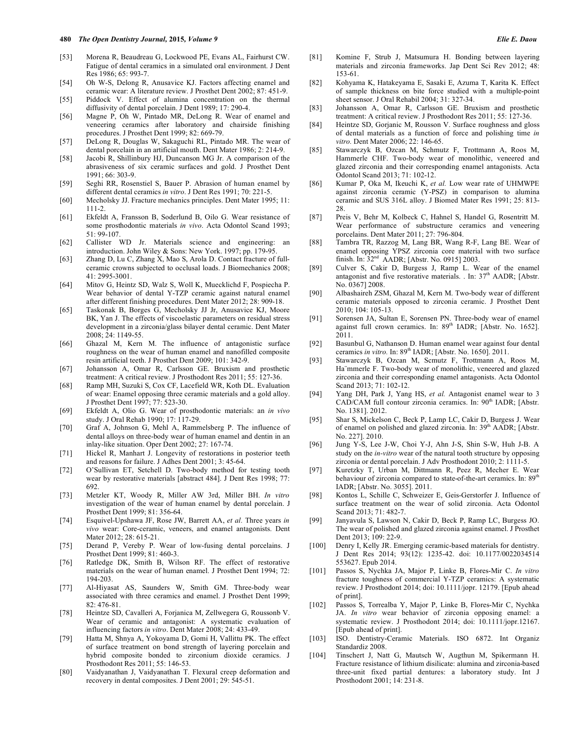[53] Morena R, Beaudreau G, Lockwood PE, Evans AL, Fairhurst CW. Fatigue of dental ceramics in a simulated oral environment. J Dent Res 1986; 65: 993-7.

[54] Oh W-S, Delong R, Anusavice KJ. Factors affecting enamel and ceramic wear: A literature review. J Prosthet Dent 2002; 87: 451-9.

[55] Piddock V. Effect of alumina concentration on the thermal diffusivity of dental porcelain. J Dent 1989; 17: 290-4.

[56] Magne P, Oh W, Pintado MR, DeLong R. Wear of enamel and veneering ceramics after laboratory and chairside finishing procedures. J Prosthet Dent 1999; 82: 669-79.

[57] DeLong R, Douglas W, Sakaguchi RL, Pintado MR. The wear of dental porcelain in an artificial mouth. Dent Mater 1986; 2: 214-9.

[58] Jacobi R, Shillinbury HJ, Duncanson MG Jr. A comparison of the abrasiveness of six ceramic surfaces and gold. J Prosthet Dent 1991; 66: 303-9.

[59] Seghi RR, Rosenstiel S, Bauer P. Abrasion of human enamel by different dental ceramics *in vitro*. J Dent Res 1991; 70: 221-5.

[60] Mecholsky JJ. Fracture mechanics principles. Dent Mater 1995; 11: 111-2.

[61] Ekfeldt A, Fransson B, Soderlund B, Oilo G. Wear resistance of some prosthodontic materials *in vivo*. Acta Odontol Scand 1993; 51: 99-107.

[62] Callister WD Jr. Materials science and engineering: an introduction. John Wiley & Sons: New York. 1997; pp. 179-95.

[63] Zhang D, Lu C, Zhang X, Mao S, Arola D. Contact fracture of full-ceramic crowns subjected to occlusal loads. J Biomechanics 2008; 41: 2995-3001.

[64] Mitov G, Heintz SD, Walz S, Woll K, Muecklichd F, Pospiecha P. Wear behavior of dental Y-TZP ceramic against natural enamel after different finishing procedures. Dent Mater 2012; 28: 909-18.

[65] Taskonak B, Borges G, Mecholsky JJ Jr, Anusavice KJ, Moore BK, Yan J. The effects of viscoelastic parameters on residual stress development in a zirconia/glass bilayer dental ceramic. Dent Mater 2008; 24: 1149-55.

[66] Ghazal M, Kern M. The influence of antagonistic surface roughness on the wear of human enamel and nanofilled composite resin artificial teeth. J Prosthet Dent 2009; 101: 342-9.

[67] Johansson A, Omar R, Carlsson GE. Bruxism and prosthetic treatment: A critical review. J Prosthodont Res 2011; 55: 127-36.

[68] Ramp MH, Suzuki S, Cox CF, Lacefield WR, Koth DL. Evaluation of wear: Enamel opposing three ceramic materials and a gold alloy. J Prosthet Dent 1997; 77: 523-30.

[69] Ekfeldt A, Olio G. Wear of prosthodontic materials: an *in vivo* study. J Oral Rehab 1990; 17: 117-29.

[70] Graf A, Johnson G, Mehl A, Rammelsberg P. The influence of dental alloys on three-body wear of human enamel and dentin in an inlay-like situation. Oper Dent 2002; 27: 167-74.

[71] Hickel R, Manhart J. Longevity of restorations in posterior teeth and reasons for failure. J Adhes Dent 2001; 3: 45-64.

[72] O'Sullivan ET, Setchell D. Two-body method for testing tooth wear by restorative materials [abstract 484]. J Dent Res 1998; 77: 692.

[73] Metzler KT, Woody R, Miller AW 3rd, Miller BH. *In vitro* investigation of the wear of human enamel by dental porcelain. J Prosthet Dent 1999; 81: 356-64.

[74] Esquivel-Upshawa JF, Rose JW, Barrett AA, *et al*. Three years *in vivo* wear: Core-ceramic, veneers, and enamel antagonists. Dent Mater 2012; 28: 615-21.

[75] Derand P, Vereby P. Wear of low-fusing dental porcelains. J Prosthet Dent 1999; 81: 460-3.

[76] Ratledge DK, Smith B, Wilson RF. The effect of restorative materials on the wear of human enamel. J Prosthet Dent 1994; 72: 194-203.

[77] Al-Hiyasat AS, Saunders W, Smith GM. Three-body wear associated with three ceramics and enamel. J Prosthet Dent 1999; 82: 476-81.

[78] Heintze SD, Cavalleri A, Forjanica M, Zellwegera G, Roussonb V. Wear of ceramic and antagonist: A systematic evaluation of influencing factors *in vitro*. Dent Mater 2008; 24: 433-49.

[79] Hatta M, Shnya A, Yokoyama D, Gomi H, Vallittu PK. The effect of surface treatment on bond strength of layering porcelain and hybrid composite bonded to zirconium dioxide ceramics. J Prosthodont Res 2011; 55: 146-53.

[80] Vaidyanathan J, Vaidyanathan T. Flexural creep deformation and recovery in dental composites. J Dent 2001; 29: 545-51.

[81] Komine F, Strub J, Matsumura H. Bonding between layering materials and zirconia frameworks. Jap Dent Sci Rev 2012; 48: 153-61.

[82] Kohyama K, Hatakeyama E, Sasaki E, Azuma T, Karita K. Effect of sample thickness on bite force studied with a multiple-point sheet sensor. J Oral Rehabil 2004; 31: 327-34.

[83] Johansson A, Omar R, Carlsson GE. Bruxism and prosthetic treatment: A critical review. J Prosthodont Res 2011; 55: 127-36.

[84] Heintze SD, Gorjanic M, Rousson V. Surface roughness and gloss of dental materials as a function of force and polishing time *in vitro.* Dent Mater 2006; 22: 146-65.

[85] Stawarczyk B, Ozcan M, Schmutz F, Trottmann A, Roos M, Hammerle CHF. Two-body wear of monolithic, veneered and glazed zirconia and their corresponding enamel antagonists. Acta Odontol Scand 2013; 71: 102-12.

[86] Kumar P, Oka M, Ikeuchi K, *et al.* Low wear rate of UHMWPE against zirconia ceramic (Y-PSZ) in comparison to alumina ceramic and SUS 316L alloy. J Biomed Mater Res 1991; 25: 813-28.

[87] Preis V, Behr M, Kolbeck C, Hahnel S, Handel G, Rosentritt M. Wear performance of substructure ceramics and veneering porcelains. Dent Mater 2011; 27: 796-804.

[88] Tambra TR, Razzog M, Lang BR, Wang R-F, Lang BE. Wear of enamel opposing YPSZ zirconia core material with two surface finish. In: 32nd AADR; [Abstr. No. 0915] 2003.

[89] Culver S, Cakir D, Burgess J, Ramp L. Wear of the enamel antagonist and five restorative materials. . In: 37th AADR; [Abstr. No. 0367] 2008.

[90] Albashaireh ZSM, Ghazal M, Kern M. Two-body wear of different ceramic materials opposed to zirconia ceramic. J Prosthet Dent 2010; 104: 105-13.

[91] Sorensen JA, Sultan E, Sorensen PN. Three-body wear of enamel against full crown ceramics. In: 89th IADR; [Abstr. No. 1652]. 2011.

[92] Basunbul G, Nathanson D. Human enamel wear against four dental ceramics *in vitro.* In: 89th IADR; [Abstr. No. 1650]. 2011.

[93] Stawarczyk B, Ozcan M, Scmutz F, Trottmann A, Roos M, Ha¨mmerle F. Two-body wear of monolithic, veneered and glazed zirconia and their corresponding enamel antagonists. Acta Odontol Scand 2013; 71: 102-12.

[94] Yang DH, Park J, Yang HS, *et al.* Antagonist enamel wear to 3 CAD/CAM full contour zirconia ceramics. In: 90th IADR; [Abstr. No. 1381]. 2012.

[95] Shar S, Mickelson C, Beck P, Lamp LC, Cakir D, Burgess J. Wear of enamel on polished and glazed zirconia. In: 39th AADR; [Abstr. No. 227]. 2010.

[96] Jung Y-S, Lee J-W, Choi Y-J, Ahn J-S, Shin S-W, Huh J-B. A study on the *in-vitro* wear of the natural tooth structure by opposing zirconia or dental porcelain. J Adv Prosthodont 2010; 2: 1111-5.

[97] Kuretzky T, Urban M, Dittmann R, Peez R, Mecher E. Wear behaviour of zirconia compared to state-of-the-art ceramics. In: 89th IADR; [Abstr. No. 3055]. 2011.

[98] Kontos L, Schille C, Schweizer E, Geis-Gerstorfer J. Influence of surface treatment on the wear of solid zirconia. Acta Odontol Scand 2013; 71: 482-7.

[99] Janyavula S, Lawson N, Cakir D, Beck P, Ramp LC, Burgess JO. The wear of polished and glazed zirconia against enamel. J Prosthet Dent 2013; 109: 22-9.

[100] Denry I, Kelly JR. Emerging ceramic-based materials for dentistry. J Dent Res 2014; 93(12): 1235-42. doi: 10.1177/0022034514553627. Epub 2014.

[101] Passos S, Nychka JA, Major P, Linke B, Flores-Mir C. *In vitro* fracture toughness of commercial Y-TZP ceramics: A systematic review. J Prosthodont 2014; doi: 10.1111/jopr. 12179. [Epub ahead of print].

[102] Passos S, Torrealba Y, Major P, Linke B, Flores-Mir C, Nychka JA. *In vitro* wear behavior of zirconia opposing enamel: a systematic review. J Prosthodont 2014; doi: 10.1111/jopr.12167. [Epub ahead of print].

[103] ISO. Dentistry-Ceramic Materials. ISO 6872. Int Organiz Standardiz 2008.

[104] Tinschert J, Natt G, Mautsch W, Augthun M, Spikermann H. Fracture resistance of lithium disilicate: alumina and zirconia-based three-unit fixed partial dentures: a laboratory study. Int J Prosthodont 2001; 14: 231-8.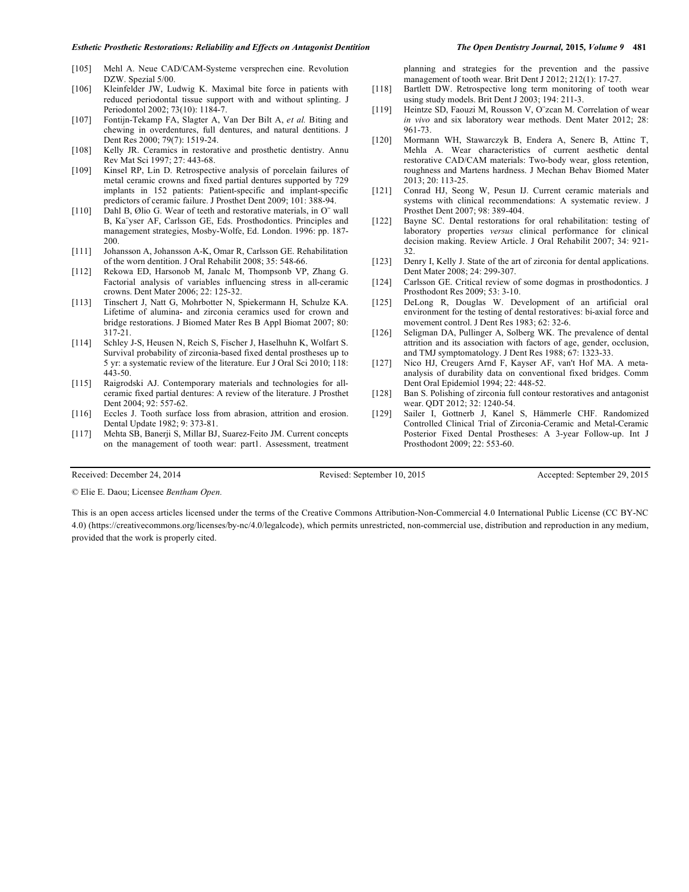[105] Mehl A. Neue CAD/CAM-Systeme versprechen eine. Revolution DZW. Spezial 5/00.

[106] Kleinfelder JW, Ludwig K. Maximal bite force in patients with reduced periodontal tissue support with and without splinting. J Periodontol 2002; 73(10): 1184-7.

[107] Fontijn-Tekamp FA, Slagter A, Van Der Bilt A, *et al.* Biting and chewing in overdentures, full dentures, and natural dentitions. J Dent Res 2000; 79(7): 1519-24.

[108] Kelly JR. Ceramics in restorative and prosthetic dentistry. Annu Rev Mat Sci 1997; 27: 443-68.

[109] Kinsel RP, Lin D. Retrospective analysis of porcelain failures of metal ceramic crowns and fixed partial dentures supported by 729 implants in 152 patients: Patient-specific and implant-specific predictors of ceramic failure. J Prosthet Dent 2009; 101: 388-94.

[110] Dahl B, Ølio G. Wear of teeth and restorative materials, in O¨ wall B, Ka¨yser AF, Carlsson GE, Eds. Prosthodontics. Principles and management strategies, Mosby-Wolfe, Ed. London. 1996: pp. 187-200.

[111] Johansson A, Johansson A-K, Omar R, Carlsson GE. Rehabilitation of the worn dentition. J Oral Rehabilit 2008; 35: 548-66.

[112] Rekowa ED, Harsonob M, Janalc M, Thompsonb VP, Zhang G. Factorial analysis of variables influencing stress in all-ceramic crowns. Dent Mater 2006; 22: 125-32.

[113] Tinschert J, Natt G, Mohrbotter N, Spiekermann H, Schulze KA. Lifetime of alumina- and zirconia ceramics used for crown and bridge restorations. J Biomed Mater Res B Appl Biomat 2007; 80: 317-21.

[114] Schley J-S, Heusen N, Reich S, Fischer J, Haselhuhn K, Wolfart S. Survival probability of zirconia-based fixed dental prostheses up to 5 yr: a systematic review of the literature. Eur J Oral Sci 2010; 118: 443-50.

[115] Raigrodski AJ. Contemporary materials and technologies for all-ceramic fixed partial dentures: A review of the literature. J Prosthet Dent 2004; 92: 557-62.

[116] Eccles J. Tooth surface loss from abrasion, attrition and erosion. Dental Update 1982; 9: 373-81.

[117] Mehta SB, Banerji S, Millar BJ, Suarez-Feito JM. Current concepts on the management of tooth wear: part1. Assessment, treatment planning and strategies for the prevention and the passive management of tooth wear. Brit Dent J 2012; 212(1): 17-27.

[118] Bartlett DW. Retrospective long term monitoring of tooth wear using study models. Brit Dent J 2003; 194: 211-3.

[119] Heintze SD, Faouzi M, Rousson V, O¨zcan M. Correlation of wear *in vivo* and six laboratory wear methods. Dent Mater 2012; 28: 961-73.

[120] Mormann WH, Stawarczyk B, Endera A, Senerc B, Attinc T, Mehla A. Wear characteristics of current aesthetic dental restorative CAD/CAM materials: Two-body wear, gloss retention, roughness and Martens hardness. J Mechan Behav Biomed Mater 2013; 20: 113-25.

[121] Conrad HJ, Seong W, Pesun IJ. Current ceramic materials and systems with clinical recommendations: A systematic review. J Prosthet Dent 2007; 98: 389-404.

[122] Bayne SC. Dental restorations for oral rehabilitation: testing of laboratory properties *versus* clinical performance for clinical decision making. Review Article. J Oral Rehabilit 2007; 34: 921-32.

[123] Denry I, Kelly J. State of the art of zirconia for dental applications. Dent Mater 2008; 24: 299-307.

[124] Carlsson GE. Critical review of some dogmas in prosthodontics. J Prosthodont Res 2009; 53: 3-10.

[125] DeLong R, Douglas W. Development of an artificial oral environment for the testing of dental restoratives: bi-axial force and movement control. J Dent Res 1983; 62: 32-6.

[126] Seligman DA, Pullinger A, Solberg WK. The prevalence of dental attrition and its association with factors of age, gender, occlusion, and TMJ symptomatology. J Dent Res 1988; 67: 1323-33.

[127] Nico HJ, Creugers Arnd F, Kayser AF, van't Hof MA. A meta-analysis of durability data on conventional fixed bridges. Comm Dent Oral Epidemiol 1994; 22: 448-52.

[128] Ban S. Polishing of zirconia full contour restoratives and antagonist wear. QDT 2012; 32: 1240-54.

[129] Sailer I, Gottnerb J, Kanel S, Hämmerle CHF. Randomized Controlled Clinical Trial of Zirconia-Ceramic and Metal-Ceramic Posterior Fixed Dental Prostheses: A 3-year Follow-up. Int J Prosthodont 2009; 22: 553-60.

---

Received: December 24, 2014 Revised: September 10, 2015 Accepted: September 29, 2015

© Elie E. Daou; Licensee *Bentham Open.*

This is an open access articles licensed under the terms of the Creative Commons Attribution-Non-Commercial 4.0 International Public License (CC BY-NC 4.0) (https://creativecommons.org/licenses/by-nc/4.0/legalcode), which permits unrestricted, non-commercial use, distribution and reproduction in any medium, provided that the work is properly cited.